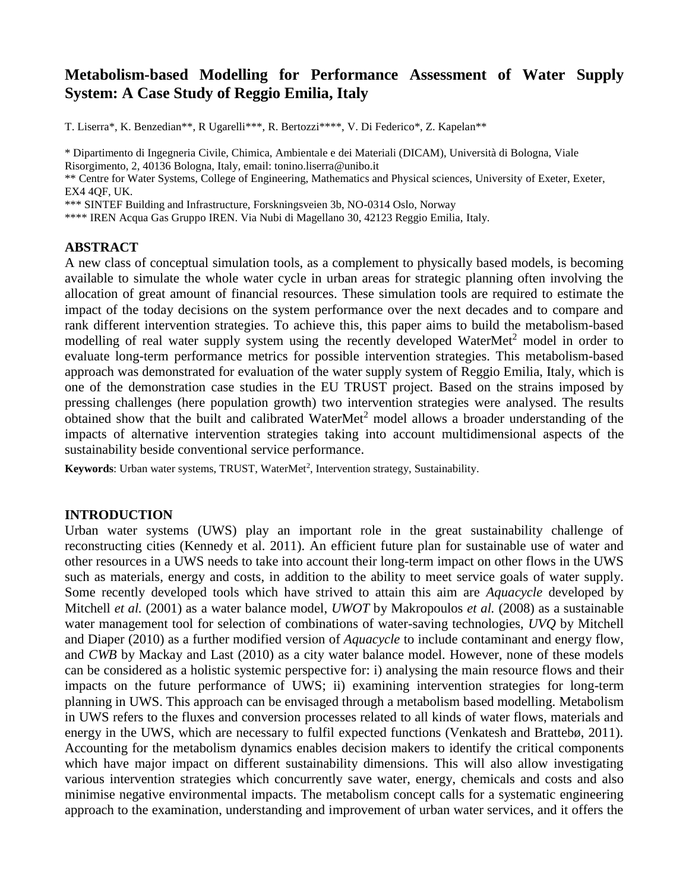# Metabolism-based Modelling for Performance Assessment of Water Supply System: A Case Study of Reggio Emilia, Italy

T. Liserra*, K. Benzedian**, R Ugarelli***, R. Bertozzi****, V. Di Federico*, Z. Kapelan**

\* Dipartimento di Ingegneria Civile, Chimica, Ambientale e dei Materiali (DICAM), Università di Bologna, Viale Risorgimento, 2, 40136 Bologna, Italy, email: tonino.liserra@unibo.it

\*\* Centre for Water Systems, College of Engineering, Mathematics and Physical sciences, University of Exeter, Exeter, EX4 4QF, UK.

\*\*\* SINTEF Building and Infrastructure, Forskningsveien 3b, NO-0314 Oslo, Norway

\*\*\*\* IREN Acqua Gas Gruppo IREN. Via Nubi di Magellano 30, 42123 Reggio Emilia, Italy.

## ABSTRACT

A new class of conceptual simulation tools, as a complement to physically based models, is becoming available to simulate the whole water cycle in urban areas for strategic planning often involving the allocation of great amount of financial resources. These simulation tools are required to estimate the impact of the today decisions on the system performance over the next decades and to compare and rank different intervention strategies. To achieve this, this paper aims to build the metabolism-based modelling of real water supply system using the recently developed WaterMet$^2$ model in order to evaluate long-term performance metrics for possible intervention strategies. This metabolism-based approach was demonstrated for evaluation of the water supply system of Reggio Emilia, Italy, which is one of the demonstration case studies in the EU TRUST project. Based on the strains imposed by pressing challenges (here population growth) two intervention strategies were analysed. The results obtained show that the built and calibrated WaterMet$^2$ model allows a broader understanding of the impacts of alternative intervention strategies taking into account multidimensional aspects of the sustainability beside conventional service performance.

**Keywords**: Urban water systems, TRUST, WaterMet$^2$, Intervention strategy, Sustainability.

## INTRODUCTION

Urban water systems (UWS) play an important role in the great sustainability challenge of reconstructing cities (Kennedy et al. 2011). An efficient future plan for sustainable use of water and other resources in a UWS needs to take into account their long-term impact on other flows in the UWS such as materials, energy and costs, in addition to the ability to meet service goals of water supply. Some recently developed tools which have strived to attain this aim are *Aquacycle* developed by Mitchell *et al.* (2001) as a water balance model, *UWOT* by Makropoulos *et al.* (2008) as a sustainable water management tool for selection of combinations of water-saving technologies, *UVQ* by Mitchell and Diaper (2010) as a further modified version of *Aquacycle* to include contaminant and energy flow, and *CWB* by Mackay and Last (2010) as a city water balance model. However, none of these models can be considered as a holistic systemic perspective for: i) analysing the main resource flows and their impacts on the future performance of UWS; ii) examining intervention strategies for long-term planning in UWS. This approach can be envisaged through a metabolism based modelling. Metabolism in UWS refers to the fluxes and conversion processes related to all kinds of water flows, materials and energy in the UWS, which are necessary to fulfil expected functions (Venkatesh and Brattebø, 2011). Accounting for the metabolism dynamics enables decision makers to identify the critical components which have major impact on different sustainability dimensions. This will also allow investigating various intervention strategies which concurrently save water, energy, chemicals and costs and also minimise negative environmental impacts. The metabolism concept calls for a systematic engineering approach to the examination, understanding and improvement of urban water services, and it offers the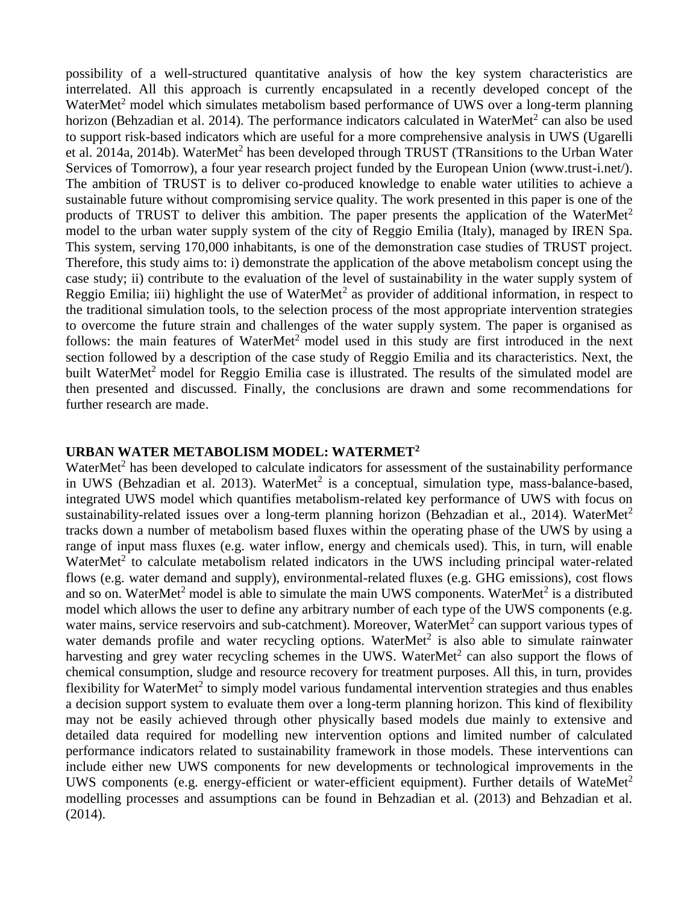possibility of a well-structured quantitative analysis of how the key system characteristics are interrelated. All this approach is currently encapsulated in a recently developed concept of the WaterMet$^2$ model which simulates metabolism based performance of UWS over a long-term planning horizon (Behzadian et al. 2014). The performance indicators calculated in WaterMet$^2$ can also be used to support risk-based indicators which are useful for a more comprehensive analysis in UWS (Ugarelli et al. 2014a, 2014b). WaterMet$^2$ has been developed through TRUST (TRansitions to the Urban Water Services of Tomorrow), a four year research project funded by the European Union (www.trust-i.net/). The ambition of TRUST is to deliver co-produced knowledge to enable water utilities to achieve a sustainable future without compromising service quality. The work presented in this paper is one of the products of TRUST to deliver this ambition. The paper presents the application of the WaterMet$^2$ model to the urban water supply system of the city of Reggio Emilia (Italy), managed by IREN Spa. This system, serving 170,000 inhabitants, is one of the demonstration case studies of TRUST project. Therefore, this study aims to: i) demonstrate the application of the above metabolism concept using the case study; ii) contribute to the evaluation of the level of sustainability in the water supply system of Reggio Emilia; iii) highlight the use of WaterMet$^2$ as provider of additional information, in respect to the traditional simulation tools, to the selection process of the most appropriate intervention strategies to overcome the future strain and challenges of the water supply system. The paper is organised as follows: the main features of WaterMet$^2$ model used in this study are first introduced in the next section followed by a description of the case study of Reggio Emilia and its characteristics. Next, the built WaterMet$^2$ model for Reggio Emilia case is illustrated. The results of the simulated model are then presented and discussed. Finally, the conclusions are drawn and some recommendations for further research are made.

## URBAN WATER METABOLISM MODEL: WATERMET$^2$

WaterMet$^2$ has been developed to calculate indicators for assessment of the sustainability performance in UWS (Behzadian et al. 2013). WaterMet$^2$ is a conceptual, simulation type, mass-balance-based, integrated UWS model which quantifies metabolism-related key performance of UWS with focus on sustainability-related issues over a long-term planning horizon (Behzadian et al., 2014). WaterMet$^2$ tracks down a number of metabolism based fluxes within the operating phase of the UWS by using a range of input mass fluxes (e.g. water inflow, energy and chemicals used). This, in turn, will enable WaterMet$^2$ to calculate metabolism related indicators in the UWS including principal water-related flows (e.g. water demand and supply), environmental-related fluxes (e.g. GHG emissions), cost flows and so on. WaterMet$^2$ model is able to simulate the main UWS components. WaterMet$^2$ is a distributed model which allows the user to define any arbitrary number of each type of the UWS components (e.g. water mains, service reservoirs and sub-catchment). Moreover, WaterMet$^2$ can support various types of water demands profile and water recycling options. WaterMet$^2$ is also able to simulate rainwater harvesting and grey water recycling schemes in the UWS. WaterMet$^2$ can also support the flows of chemical consumption, sludge and resource recovery for treatment purposes. All this, in turn, provides flexibility for WaterMet$^2$ to simply model various fundamental intervention strategies and thus enables a decision support system to evaluate them over a long-term planning horizon. This kind of flexibility may not be easily achieved through other physically based models due mainly to extensive and detailed data required for modelling new intervention options and limited number of calculated performance indicators related to sustainability framework in those models. These interventions can include either new UWS components for new developments or technological improvements in the UWS components (e.g. energy-efficient or water-efficient equipment). Further details of WateMet$^2$ modelling processes and assumptions can be found in Behzadian et al. (2013) and Behzadian et al. (2014).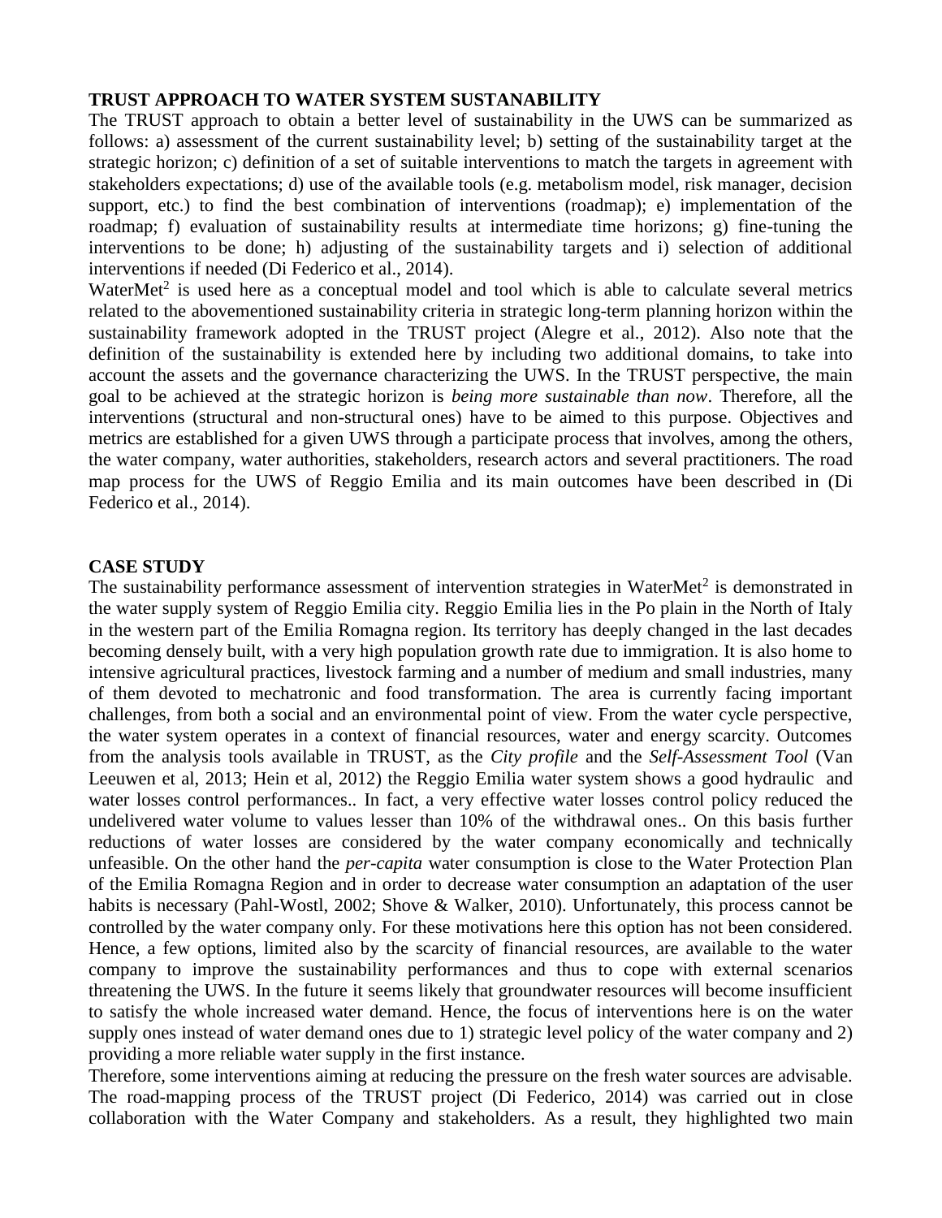**TRUST APPROACH TO WATER SYSTEM SUSTANABILITY**

The TRUST approach to obtain a better level of sustainability in the UWS can be summarized as follows: a) assessment of the current sustainability level; b) setting of the sustainability target at the strategic horizon; c) definition of a set of suitable interventions to match the targets in agreement with stakeholders expectations; d) use of the available tools (e.g. metabolism model, risk manager, decision support, etc.) to find the best combination of interventions (roadmap); e) implementation of the roadmap; f) evaluation of sustainability results at intermediate time horizons; g) fine-tuning the interventions to be done; h) adjusting of the sustainability targets and i) selection of additional interventions if needed (Di Federico et al., 2014).

WaterMet$^2$ is used here as a conceptual model and tool which is able to calculate several metrics related to the abovementioned sustainability criteria in strategic long-term planning horizon within the sustainability framework adopted in the TRUST project (Alegre et al., 2012). Also note that the definition of the sustainability is extended here by including two additional domains, to take into account the assets and the governance characterizing the UWS. In the TRUST perspective, the main goal to be achieved at the strategic horizon is *being more sustainable than now*. Therefore, all the interventions (structural and non-structural ones) have to be aimed to this purpose. Objectives and metrics are established for a given UWS through a participate process that involves, among the others, the water company, water authorities, stakeholders, research actors and several practitioners. The road map process for the UWS of Reggio Emilia and its main outcomes have been described in (Di Federico et al., 2014).

**CASE STUDY**

The sustainability performance assessment of intervention strategies in WaterMet$^2$ is demonstrated in the water supply system of Reggio Emilia city. Reggio Emilia lies in the Po plain in the North of Italy in the western part of the Emilia Romagna region. Its territory has deeply changed in the last decades becoming densely built, with a very high population growth rate due to immigration. It is also home to intensive agricultural practices, livestock farming and a number of medium and small industries, many of them devoted to mechatronic and food transformation. The area is currently facing important challenges, from both a social and an environmental point of view. From the water cycle perspective, the water system operates in a context of financial resources, water and energy scarcity. Outcomes from the analysis tools available in TRUST, as the *City profile* and the *Self-Assessment Tool* (Van Leeuwen et al, 2013; Hein et al, 2012) the Reggio Emilia water system shows a good hydraulic and water losses control performances.. In fact, a very effective water losses control policy reduced the undelivered water volume to values lesser than 10% of the withdrawal ones.. On this basis further reductions of water losses are considered by the water company economically and technically unfeasible. On the other hand the *per-capita* water consumption is close to the Water Protection Plan of the Emilia Romagna Region and in order to decrease water consumption an adaptation of the user habits is necessary (Pahl-Wostl, 2002; Shove & Walker, 2010). Unfortunately, this process cannot be controlled by the water company only. For these motivations here this option has not been considered. Hence, a few options, limited also by the scarcity of financial resources, are available to the water company to improve the sustainability performances and thus to cope with external scenarios threatening the UWS. In the future it seems likely that groundwater resources will become insufficient to satisfy the whole increased water demand. Hence, the focus of interventions here is on the water supply ones instead of water demand ones due to 1) strategic level policy of the water company and 2) providing a more reliable water supply in the first instance.

Therefore, some interventions aiming at reducing the pressure on the fresh water sources are advisable. The road-mapping process of the TRUST project (Di Federico, 2014) was carried out in close collaboration with the Water Company and stakeholders. As a result, they highlighted two main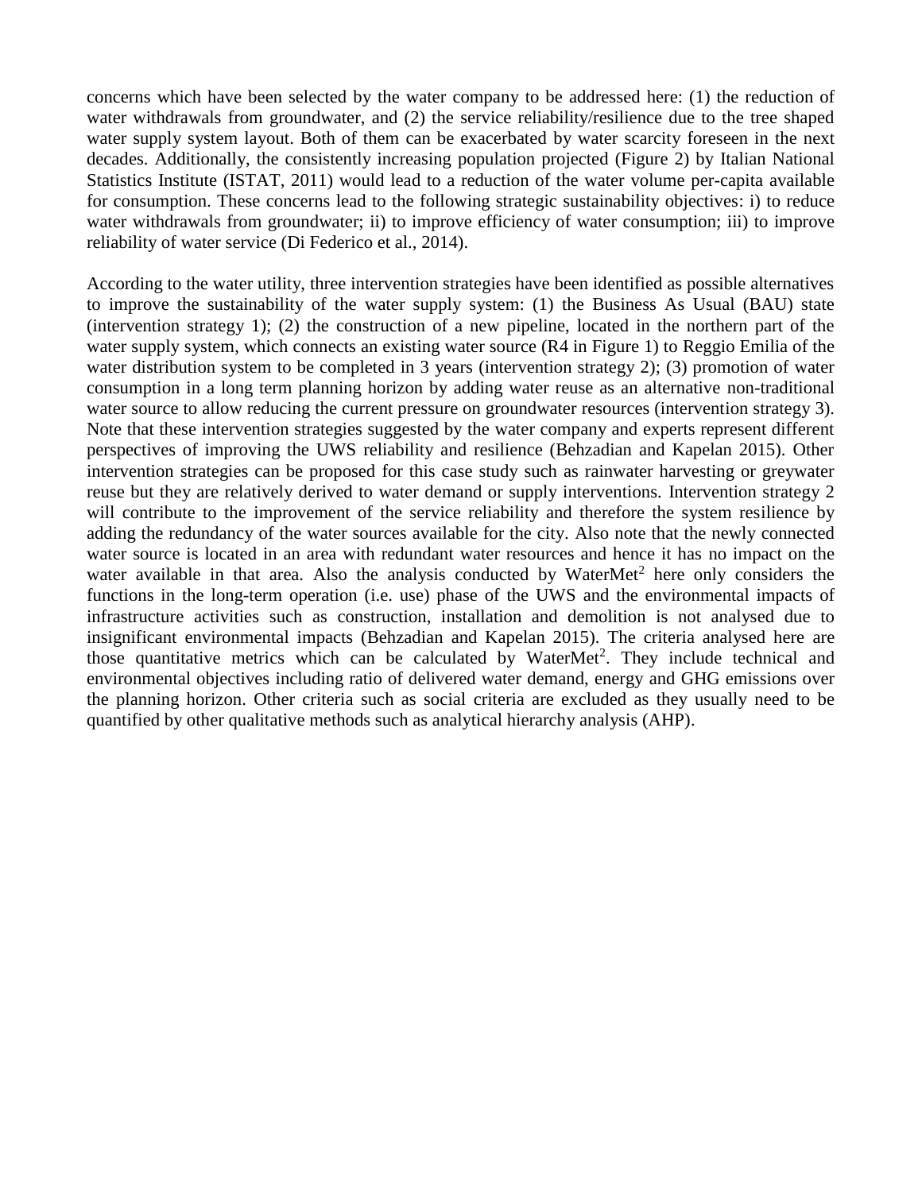concerns which have been selected by the water company to be addressed here: (1) the reduction of water withdrawals from groundwater, and (2) the service reliability/resilience due to the tree shaped water supply system layout. Both of them can be exacerbated by water scarcity foreseen in the next decades. Additionally, the consistently increasing population projected (Figure 2) by Italian National Statistics Institute (ISTAT, 2011) would lead to a reduction of the water volume per-capita available for consumption. These concerns lead to the following strategic sustainability objectives: i) to reduce water withdrawals from groundwater; ii) to improve efficiency of water consumption; iii) to improve reliability of water service (Di Federico et al., 2014).

According to the water utility, three intervention strategies have been identified as possible alternatives to improve the sustainability of the water supply system: (1) the Business As Usual (BAU) state (intervention strategy 1); (2) the construction of a new pipeline, located in the northern part of the water supply system, which connects an existing water source (R4 in Figure 1) to Reggio Emilia of the water distribution system to be completed in 3 years (intervention strategy 2); (3) promotion of water consumption in a long term planning horizon by adding water reuse as an alternative non-traditional water source to allow reducing the current pressure on groundwater resources (intervention strategy 3). Note that these intervention strategies suggested by the water company and experts represent different perspectives of improving the UWS reliability and resilience (Behzadian and Kapelan 2015). Other intervention strategies can be proposed for this case study such as rainwater harvesting or greywater reuse but they are relatively derived to water demand or supply interventions. Intervention strategy 2 will contribute to the improvement of the service reliability and therefore the system resilience by adding the redundancy of the water sources available for the city. Also note that the newly connected water source is located in an area with redundant water resources and hence it has no impact on the water available in that area. Also the analysis conducted by WaterMet$^2$ here only considers the functions in the long-term operation (i.e. use) phase of the UWS and the environmental impacts of infrastructure activities such as construction, installation and demolition is not analysed due to insignificant environmental impacts (Behzadian and Kapelan 2015). The criteria analysed here are those quantitative metrics which can be calculated by WaterMet$^2$. They include technical and environmental objectives including ratio of delivered water demand, energy and GHG emissions over the planning horizon. Other criteria such as social criteria are excluded as they usually need to be quantified by other qualitative methods such as analytical hierarchy analysis (AHP).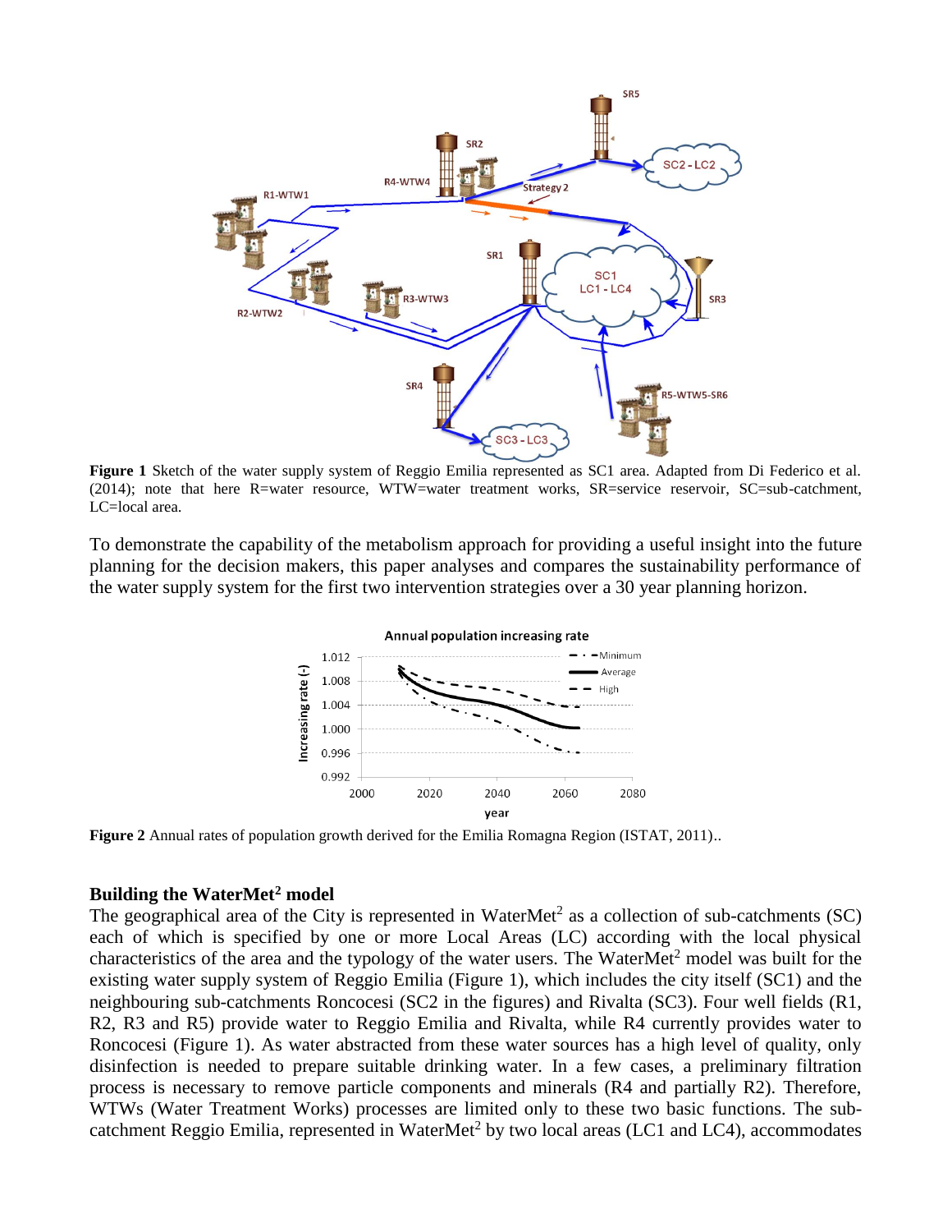**Figure 1** Sketch of the water supply system of Reggio Emilia represented as SC1 area. Adapted from Di Federico et al. (2014); note that here R=water resource, WTW=water treatment works, SR=service reservoir, SC=sub-catchment, LC=local area.

To demonstrate the capability of the metabolism approach for providing a useful insight into the future planning for the decision makers, this paper analyses and compares the sustainability performance of the water supply system for the first two intervention strategies over a 30 year planning horizon.

**Figure 2** Annual rates of population growth derived for the Emilia Romagna Region (ISTAT, 2011)..

### Building the WaterMet$^2$ model

The geographical area of the City is represented in WaterMet$^2$ as a collection of sub-catchments (SC) each of which is specified by one or more Local Areas (LC) according with the local physical characteristics of the area and the typology of the water users. The WaterMet$^2$ model was built for the existing water supply system of Reggio Emilia (Figure 1), which includes the city itself (SC1) and the neighbouring sub-catchments Roncocesi (SC2 in the figures) and Rivalta (SC3). Four well fields (R1, R2, R3 and R5) provide water to Reggio Emilia and Rivalta, while R4 currently provides water to Roncocesi (Figure 1). As water abstracted from these water sources has a high level of quality, only disinfection is needed to prepare suitable drinking water. In a few cases, a preliminary filtration process is necessary to remove particle components and minerals (R4 and partially R2). Therefore, WTWs (Water Treatment Works) processes are limited only to these two basic functions. The sub-catchment Reggio Emilia, represented in WaterMet$^2$ by two local areas (LC1 and LC4), accommodates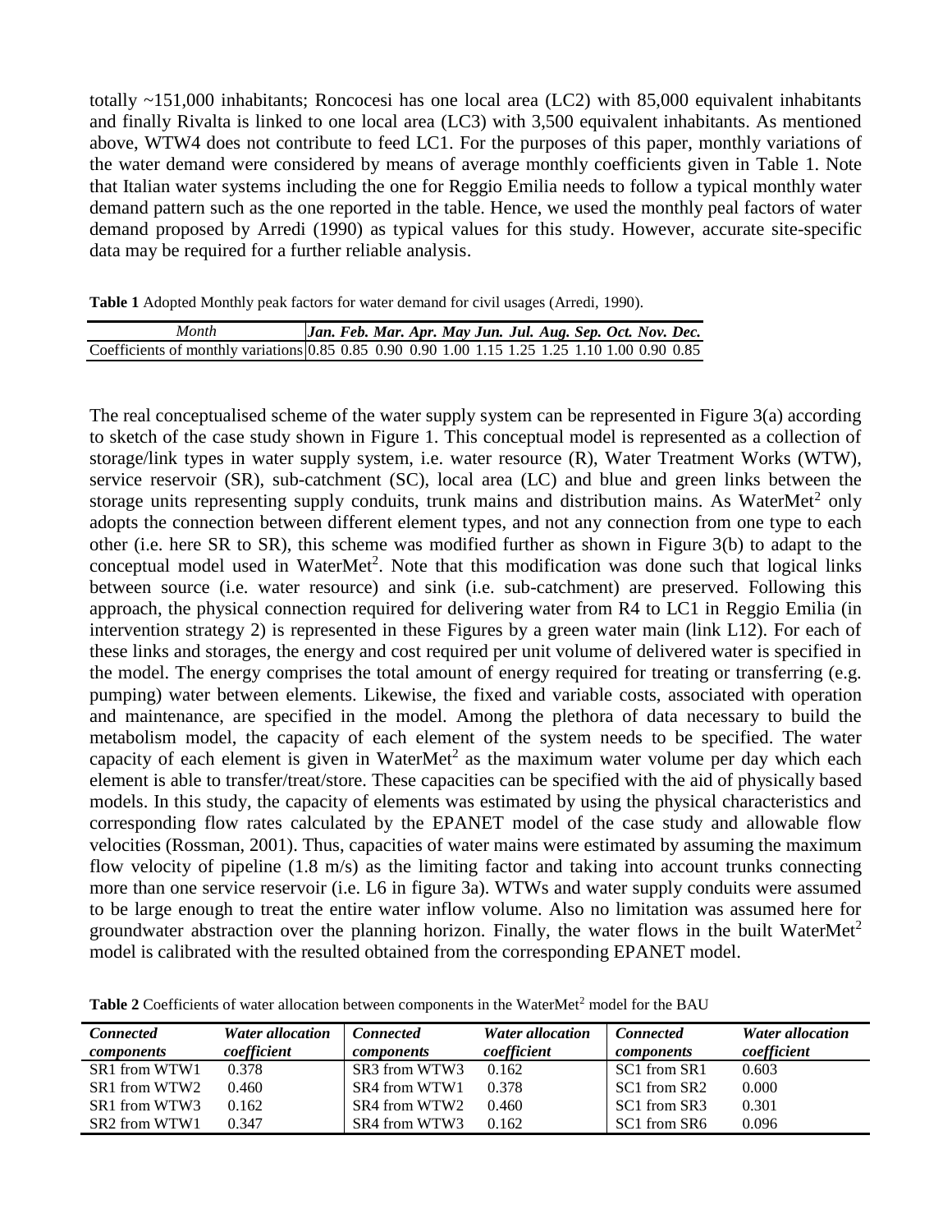totally ~151,000 inhabitants; Roncocesi has one local area (LC2) with 85,000 equivalent inhabitants and finally Rivalta is linked to one local area (LC3) with 3,500 equivalent inhabitants. As mentioned above, WTW4 does not contribute to feed LC1. For the purposes of this paper, monthly variations of the water demand were considered by means of average monthly coefficients given in Table 1. Note that Italian water systems including the one for Reggio Emilia needs to follow a typical monthly water demand pattern such as the one reported in the table. Hence, we used the monthly peal factors of water demand proposed by Arredi (1990) as typical values for this study. However, accurate site-specific data may be required for a further reliable analysis.

**Table 1** Adopted Monthly peak factors for water demand for civil usages (Arredi, 1990).

| *Month* | ***Jan.*** | ***Feb.*** | ***Mar.*** | ***Apr.*** | ***May*** | ***Jun.*** | ***Jul.*** | ***Aug.*** | ***Sep.*** | ***Oct.*** | ***Nov.*** | ***Dec.*** |
|---|---|---|---|---|---|---|---|---|---|---|---|---|
| Coefficients of monthly variations | 0.85 | 0.85 | 0.90 | 0.90 | 1.00 | 1.15 | 1.25 | 1.25 | 1.10 | 1.00 | 0.90 | 0.85 |

The real conceptualised scheme of the water supply system can be represented in Figure 3(a) according to sketch of the case study shown in Figure 1. This conceptual model is represented as a collection of storage/link types in water supply system, i.e. water resource (R), Water Treatment Works (WTW), service reservoir (SR), sub-catchment (SC), local area (LC) and blue and green links between the storage units representing supply conduits, trunk mains and distribution mains. As WaterMet[2] only adopts the connection between different element types, and not any connection from one type to each other (i.e. here SR to SR), this scheme was modified further as shown in Figure 3(b) to adapt to the conceptual model used in WaterMet[2]. Note that this modification was done such that logical links between source (i.e. water resource) and sink (i.e. sub-catchment) are preserved. Following this approach, the physical connection required for delivering water from R4 to LC1 in Reggio Emilia (in intervention strategy 2) is represented in these Figures by a green water main (link L12). For each of these links and storages, the energy and cost required per unit volume of delivered water is specified in the model. The energy comprises the total amount of energy required for treating or transferring (e.g. pumping) water between elements. Likewise, the fixed and variable costs, associated with operation and maintenance, are specified in the model. Among the plethora of data necessary to build the metabolism model, the capacity of each element of the system needs to be specified. The water capacity of each element is given in WaterMet[2] as the maximum water volume per day which each element is able to transfer/treat/store. These capacities can be specified with the aid of physically based models. In this study, the capacity of elements was estimated by using the physical characteristics and corresponding flow rates calculated by the EPANET model of the case study and allowable flow velocities (Rossman, 2001). Thus, capacities of water mains were estimated by assuming the maximum flow velocity of pipeline (1.8 m/s) as the limiting factor and taking into account trunks connecting more than one service reservoir (i.e. L6 in figure 3a). WTWs and water supply conduits were assumed to be large enough to treat the entire water inflow volume. Also no limitation was assumed here for groundwater abstraction over the planning horizon. Finally, the water flows in the built WaterMet[2] model is calibrated with the resulted obtained from the corresponding EPANET model.

**Table 2** Coefficients of water allocation between components in the WaterMet[2] model for the BAU

| ***Connected components*** | ***Water allocation coefficient*** | ***Connected components*** | ***Water allocation coefficient*** | ***Connected components*** | ***Water allocation coefficient*** |
|---|---|---|---|---|---|
| SR1 from WTW1 | 0.378 | SR3 from WTW3 | 0.162 | SC1 from SR1 | 0.603 |
| SR1 from WTW2 | 0.460 | SR4 from WTW1 | 0.378 | SC1 from SR2 | 0.000 |
| SR1 from WTW3 | 0.162 | SR4 from WTW2 | 0.460 | SC1 from SR3 | 0.301 |
| SR2 from WTW1 | 0.347 | SR4 from WTW3 | 0.162 | SC1 from SR6 | 0.096 |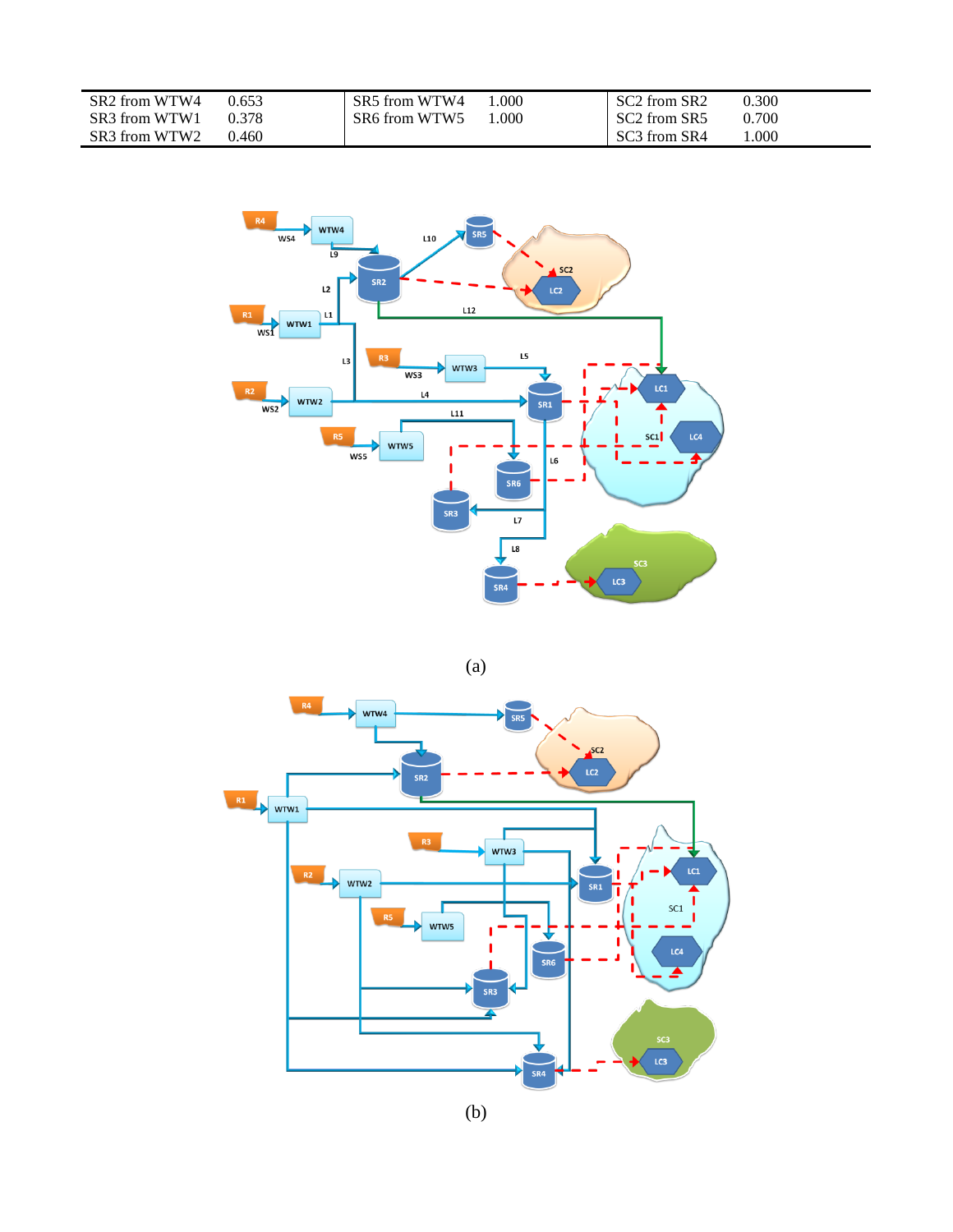| | | | | | |
|---|---|---|---|---|---|
| SR2 from WTW4 | 0.653 | SR5 from WTW4 | 1.000 | SC2 from SR2 | 0.300 |
| SR3 from WTW1 | 0.378 | SR6 from WTW5 | 1.000 | SC2 from SR5 | 0.700 |
| SR3 from WTW2 | 0.460 | | | SC3 from SR4 | 1.000 |

(a)

(b)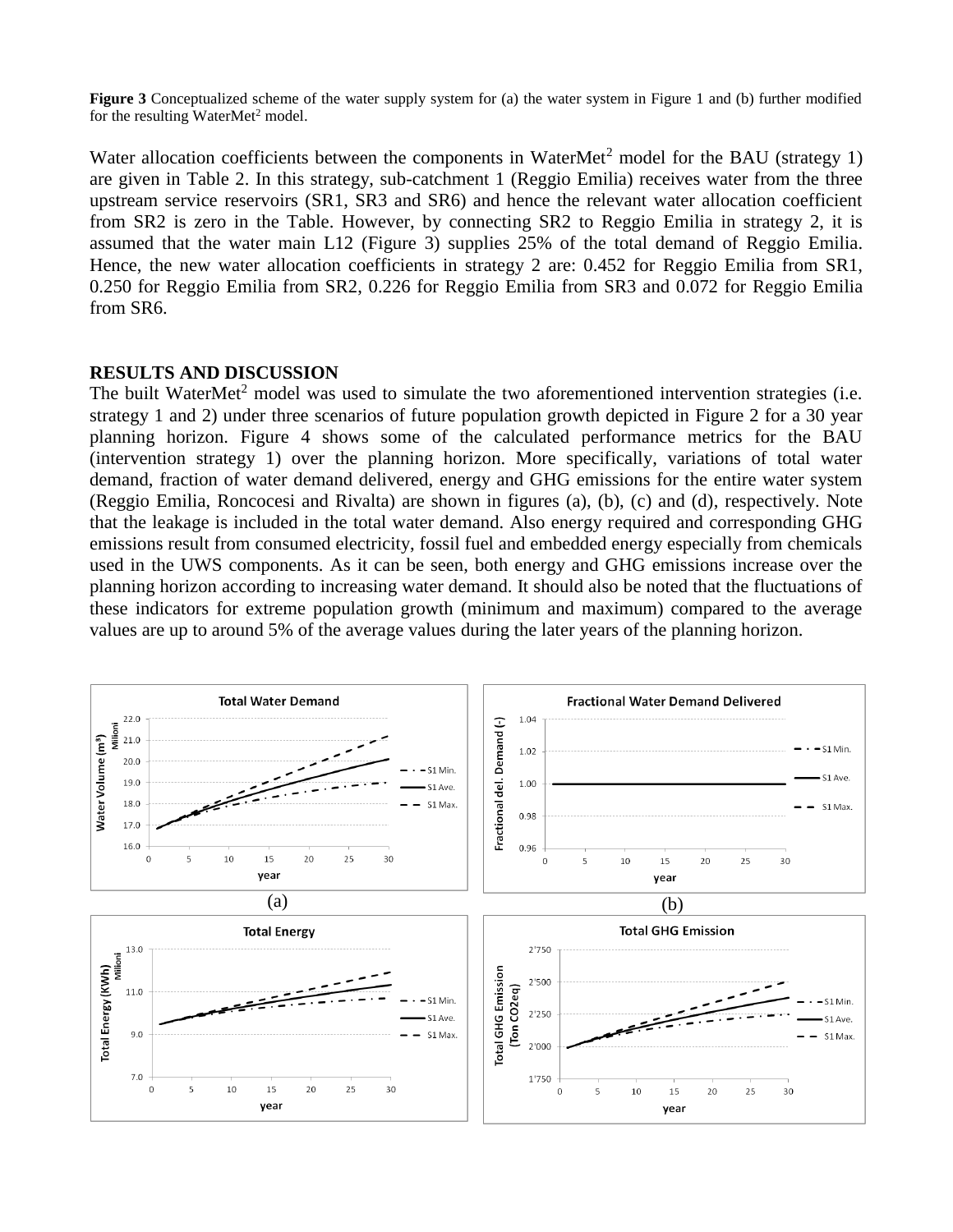**Figure 3** Conceptualized scheme of the water supply system for (a) the water system in Figure 1 and (b) further modified for the resulting WaterMet$^2$ model.

Water allocation coefficients between the components in WaterMet$^2$ model for the BAU (strategy 1) are given in Table 2. In this strategy, sub-catchment 1 (Reggio Emilia) receives water from the three upstream service reservoirs (SR1, SR3 and SR6) and hence the relevant water allocation coefficient from SR2 is zero in the Table. However, by connecting SR2 to Reggio Emilia in strategy 2, it is assumed that the water main L12 (Figure 3) supplies 25% of the total demand of Reggio Emilia. Hence, the new water allocation coefficients in strategy 2 are: 0.452 for Reggio Emilia from SR1, 0.250 for Reggio Emilia from SR2, 0.226 for Reggio Emilia from SR3 and 0.072 for Reggio Emilia from SR6.

## RESULTS AND DISCUSSION

The built WaterMet$^2$ model was used to simulate the two aforementioned intervention strategies (i.e. strategy 1 and 2) under three scenarios of future population growth depicted in Figure 2 for a 30 year planning horizon. Figure 4 shows some of the calculated performance metrics for the BAU (intervention strategy 1) over the planning horizon. More specifically, variations of total water demand, fraction of water demand delivered, energy and GHG emissions for the entire water system (Reggio Emilia, Roncocesi and Rivalta) are shown in figures (a), (b), (c) and (d), respectively. Note that the leakage is included in the total water demand. Also energy required and corresponding GHG emissions result from consumed electricity, fossil fuel and embedded energy especially from chemicals used in the UWS components. As it can be seen, both energy and GHG emissions increase over the planning horizon according to increasing water demand. It should also be noted that the fluctuations of these indicators for extreme population growth (minimum and maximum) compared to the average values are up to around 5% of the average values during the later years of the planning horizon.

(a)

(b)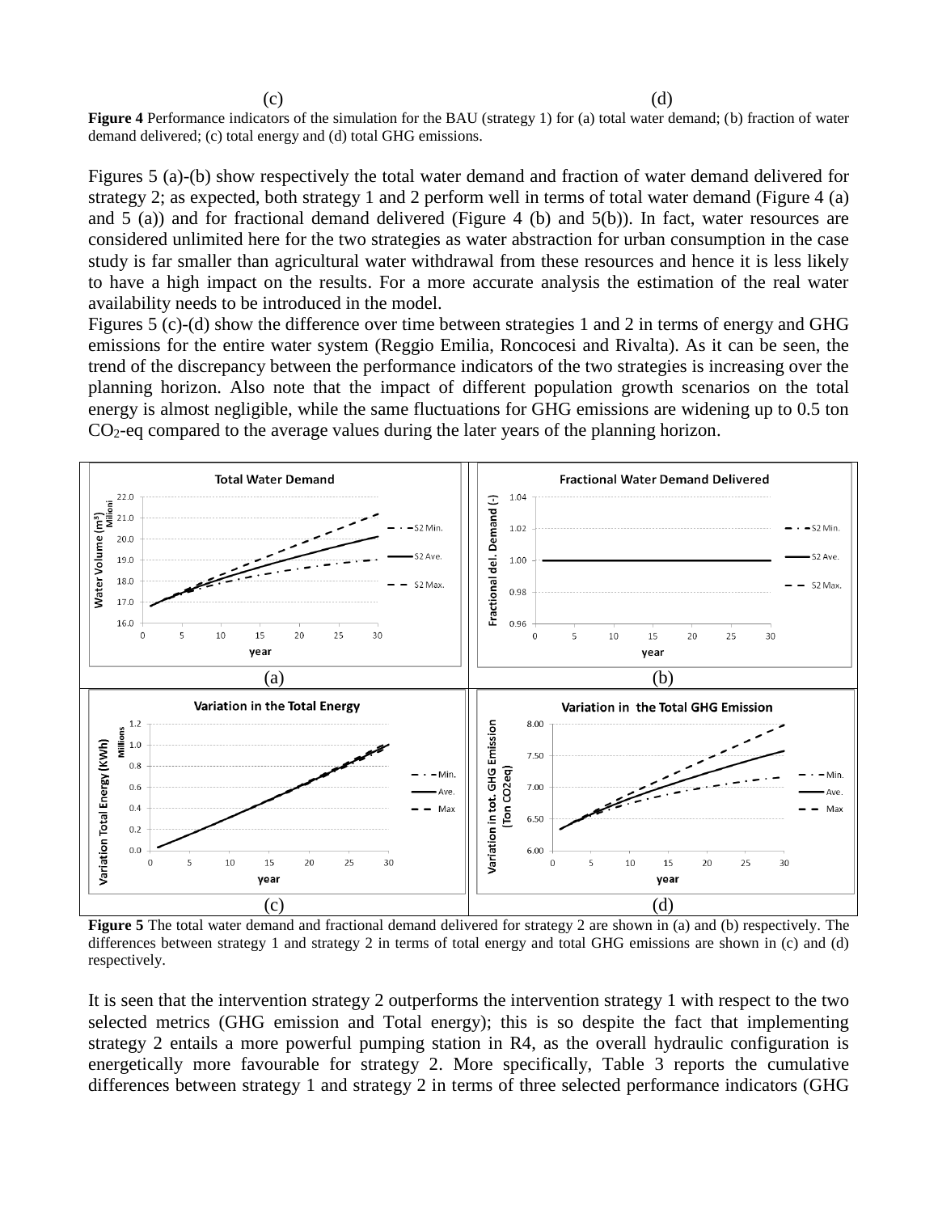(c) (d)

**Figure 4** Performance indicators of the simulation for the BAU (strategy 1) for (a) total water demand; (b) fraction of water demand delivered; (c) total energy and (d) total GHG emissions.

Figures 5 (a)-(b) show respectively the total water demand and fraction of water demand delivered for strategy 2; as expected, both strategy 1 and 2 perform well in terms of total water demand (Figure 4 (a) and 5 (a)) and for fractional demand delivered (Figure 4 (b) and 5(b)). In fact, water resources are considered unlimited here for the two strategies as water abstraction for urban consumption in the case study is far smaller than agricultural water withdrawal from these resources and hence it is less likely to have a high impact on the results. For a more accurate analysis the estimation of the real water availability needs to be introduced in the model.

Figures 5 (c)-(d) show the difference over time between strategies 1 and 2 in terms of energy and GHG emissions for the entire water system (Reggio Emilia, Roncocesi and Rivalta). As it can be seen, the trend of the discrepancy between the performance indicators of the two strategies is increasing over the planning horizon. Also note that the impact of different population growth scenarios on the total energy is almost negligible, while the same fluctuations for GHG emissions are widening up to 0.5 ton $CO_2$-eq compared to the average values during the later years of the planning horizon.

(a) (b)

(c) (d)

**Figure 5** The total water demand and fractional demand delivered for strategy 2 are shown in (a) and (b) respectively. The differences between strategy 1 and strategy 2 in terms of total energy and total GHG emissions are shown in (c) and (d) respectively.

It is seen that the intervention strategy 2 outperforms the intervention strategy 1 with respect to the two selected metrics (GHG emission and Total energy); this is so despite the fact that implementing strategy 2 entails a more powerful pumping station in R4, as the overall hydraulic configuration is energetically more favourable for strategy 2. More specifically, Table 3 reports the cumulative differences between strategy 1 and strategy 2 in terms of three selected performance indicators (GHG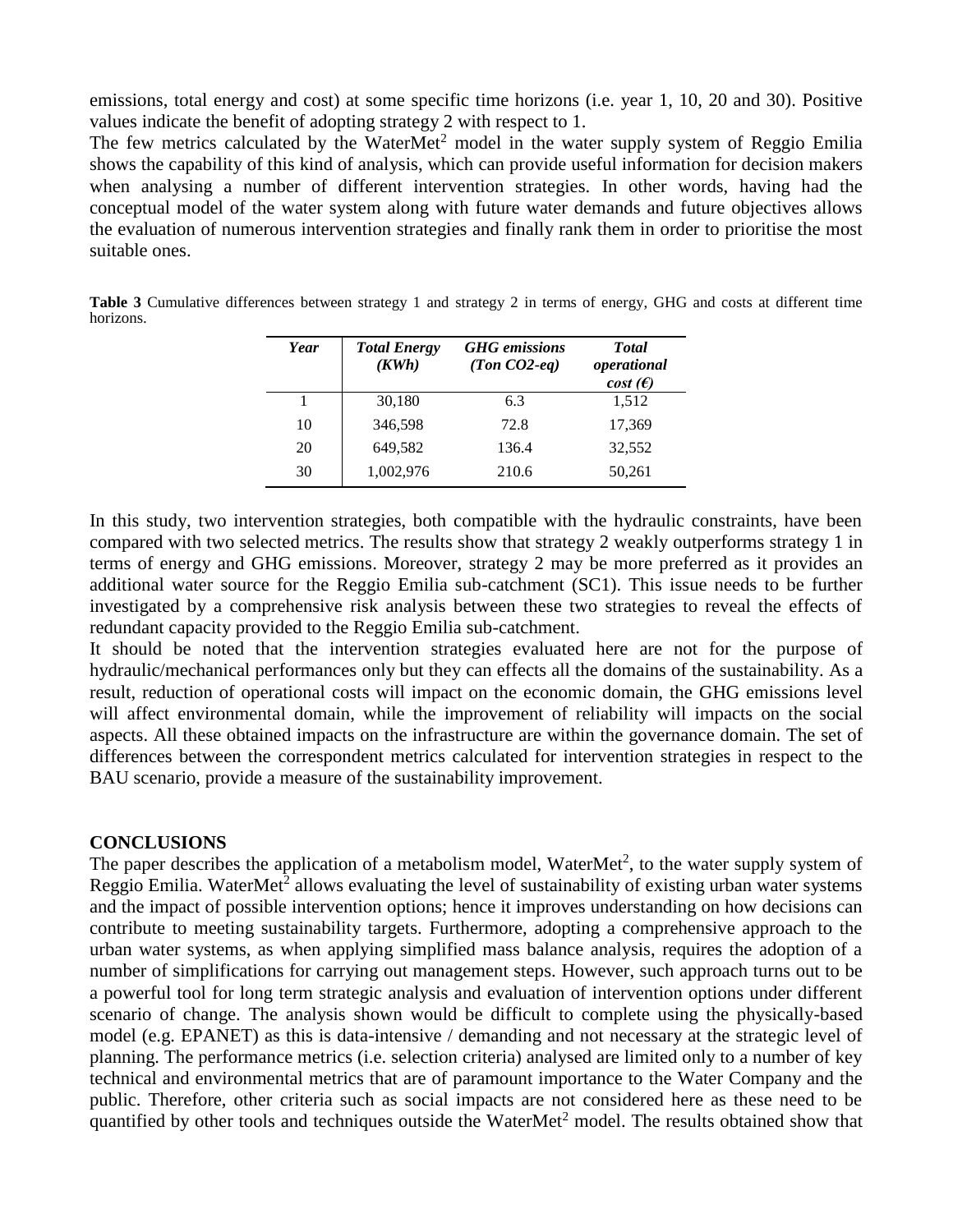emissions, total energy and cost) at some specific time horizons (i.e. year 1, 10, 20 and 30). Positive values indicate the benefit of adopting strategy 2 with respect to 1.

The few metrics calculated by the WaterMet$^2$ model in the water supply system of Reggio Emilia shows the capability of this kind of analysis, which can provide useful information for decision makers when analysing a number of different intervention strategies. In other words, having had the conceptual model of the water system along with future water demands and future objectives allows the evaluation of numerous intervention strategies and finally rank them in order to prioritise the most suitable ones.

**Table 3** Cumulative differences between strategy 1 and strategy 2 in terms of energy, GHG and costs at different time horizons.

| *Year* | *Total Energy (KWh)* | *GHG emissions (Ton CO2-eq)* | *Total operational cost (€)* |
|---|---|---|---|
| 1 | 30,180 | 6.3 | 1,512 |
| 10 | 346,598 | 72.8 | 17,369 |
| 20 | 649,582 | 136.4 | 32,552 |
| 30 | 1,002,976 | 210.6 | 50,261 |

In this study, two intervention strategies, both compatible with the hydraulic constraints, have been compared with two selected metrics. The results show that strategy 2 weakly outperforms strategy 1 in terms of energy and GHG emissions. Moreover, strategy 2 may be more preferred as it provides an additional water source for the Reggio Emilia sub-catchment (SC1). This issue needs to be further investigated by a comprehensive risk analysis between these two strategies to reveal the effects of redundant capacity provided to the Reggio Emilia sub-catchment.

It should be noted that the intervention strategies evaluated here are not for the purpose of hydraulic/mechanical performances only but they can effects all the domains of the sustainability. As a result, reduction of operational costs will impact on the economic domain, the GHG emissions level will affect environmental domain, while the improvement of reliability will impacts on the social aspects. All these obtained impacts on the infrastructure are within the governance domain. The set of differences between the correspondent metrics calculated for intervention strategies in respect to the BAU scenario, provide a measure of the sustainability improvement.

## CONCLUSIONS

The paper describes the application of a metabolism model, WaterMet$^2$, to the water supply system of Reggio Emilia. WaterMet$^2$ allows evaluating the level of sustainability of existing urban water systems and the impact of possible intervention options; hence it improves understanding on how decisions can contribute to meeting sustainability targets. Furthermore, adopting a comprehensive approach to the urban water systems, as when applying simplified mass balance analysis, requires the adoption of a number of simplifications for carrying out management steps. However, such approach turns out to be a powerful tool for long term strategic analysis and evaluation of intervention options under different scenario of change. The analysis shown would be difficult to complete using the physically-based model (e.g. EPANET) as this is data-intensive / demanding and not necessary at the strategic level of planning. The performance metrics (i.e. selection criteria) analysed are limited only to a number of key technical and environmental metrics that are of paramount importance to the Water Company and the public. Therefore, other criteria such as social impacts are not considered here as these need to be quantified by other tools and techniques outside the WaterMet$^2$ model. The results obtained show that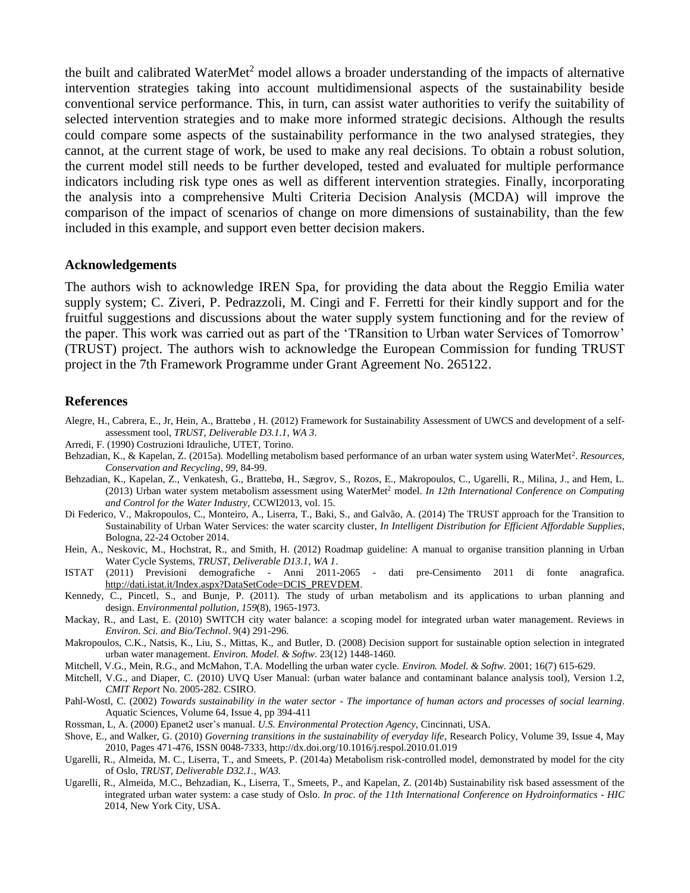the built and calibrated WaterMet$^2$ model allows a broader understanding of the impacts of alternative intervention strategies taking into account multidimensional aspects of the sustainability beside conventional service performance. This, in turn, can assist water authorities to verify the suitability of selected intervention strategies and to make more informed strategic decisions. Although the results could compare some aspects of the sustainability performance in the two analysed strategies, they cannot, at the current stage of work, be used to make any real decisions. To obtain a robust solution, the current model still needs to be further developed, tested and evaluated for multiple performance indicators including risk type ones as well as different intervention strategies. Finally, incorporating the analysis into a comprehensive Multi Criteria Decision Analysis (MCDA) will improve the comparison of the impact of scenarios of change on more dimensions of sustainability, than the few included in this example, and support even better decision makers.

## Acknowledgements

The authors wish to acknowledge IREN Spa, for providing the data about the Reggio Emilia water supply system; C. Ziveri, P. Pedrazzoli, M. Cingi and F. Ferretti for their kindly support and for the fruitful suggestions and discussions about the water supply system functioning and for the review of the paper. This work was carried out as part of the 'TRansition to Urban water Services of Tomorrow' (TRUST) project. The authors wish to acknowledge the European Commission for funding TRUST project in the 7th Framework Programme under Grant Agreement No. 265122.

## References

Alegre, H., Cabrera, E., Jr, Hein, A., Brattebø , H. (2012) Framework for Sustainability Assessment of UWCS and development of a self-assessment tool, *TRUST, Deliverable D3.1.1, WA 3*.

Arredi, F. (1990) Costruzioni Idrauliche, UTET, Torino.

Behzadian, K., & Kapelan, Z. (2015a). Modelling metabolism based performance of an urban water system using WaterMet$^2$. *Resources, Conservation and Recycling*, *99*, 84-99.

Behzadian, K., Kapelan, Z., Venkatesh, G., Brattebø, H., Sægrov, S., Rozos, E., Makropoulos, C., Ugarelli, R., Milina, J., and Hem, L. (2013) Urban water system metabolism assessment using WaterMet$^2$ model. *In 12th International Conference on Computing and Control for the Water Industry*, CCWI2013, vol. 15.

Di Federico, V., Makropoulos, C., Monteiro, A., Liserra, T., Baki, S., and Galvão, A. (2014) The TRUST approach for the Transition to Sustainability of Urban Water Services: the water scarcity cluster, *In Intelligent Distribution for Efficient Affordable Supplies*, Bologna, 22-24 October 2014.

Hein, A., Neskovic, M., Hochstrat, R., and Smith, H. (2012) Roadmap guideline: A manual to organise transition planning in Urban Water Cycle Systems, *TRUST, Deliverable D13.1, WA 1*.

ISTAT (2011) Previsioni demografiche - Anni 2011-2065 - dati pre-Censimento 2011 di fonte anagrafica. http://dati.istat.it/Index.aspx?DataSetCode=DCIS_PREVDEM.

Kennedy, C., Pincetl, S., and Bunje, P. (2011). The study of urban metabolism and its applications to urban planning and design. *Environmental pollution*, *159*(8), 1965-1973.

Mackay, R., and Last, E. (2010) SWITCH city water balance: a scoping model for integrated urban water management. Reviews in *Environ. Sci. and Bio/Technol*. 9(4) 291-296.

Makropoulos, C.K., Natsis, K., Liu, S., Mittas, K., and Butler, D. (2008) Decision support for sustainable option selection in integrated urban water management. *Environ. Model. & Softw*. 23(12) 1448-1460.

Mitchell, V.G., Mein, R.G., and McMahon, T.A. Modelling the urban water cycle. *Environ. Model. & Softw*. 2001; 16(7) 615-629.

Mitchell, V.G., and Diaper, C. (2010) UVQ User Manual: (urban water balance and contaminant balance analysis tool), Version 1.2, *CMIT Report* No. 2005-282. CSIRO.

Pahl-Wostl, C. (2002) *Towards sustainability in the water sector - The importance of human actors and processes of social learning*. Aquatic Sciences, Volume 64, Issue 4, pp 394-411

Rossman, L, A. (2000) Epanet2 user's manual. *U.S. Environmental Protection Agency*, Cincinnati, USA.

Shove, E., and Walker, G. (2010) *Governing transitions in the sustainability of everyday life*, Research Policy, Volume 39, Issue 4, May 2010, Pages 471-476, ISSN 0048-7333, http://dx.doi.org/10.1016/j.respol.2010.01.019

Ugarelli, R., Almeida, M. C., Liserra, T., and Smeets, P. (2014a) Metabolism risk-controlled model, demonstrated by model for the city of Oslo, *TRUST, Deliverable D32.1., WA3.*

Ugarelli, R., Almeida, M.C., Behzadian, K., Liserra, T., Smeets, P., and Kapelan, Z. (2014b) Sustainability risk based assessment of the integrated urban water system: a case study of Oslo. *In proc. of the 11th International Conference on Hydroinformatics - HIC* 2014, New York City, USA.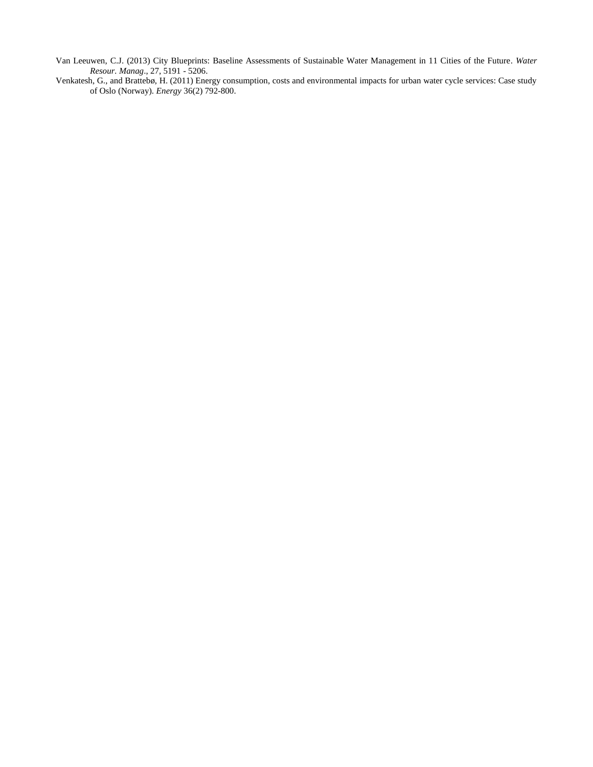Van Leeuwen, C.J. (2013) City Blueprints: Baseline Assessments of Sustainable Water Management in 11 Cities of the Future. *Water Resour. Manag*., 27, 5191 - 5206.

Venkatesh, G., and Brattebø, H. (2011) Energy consumption, costs and environmental impacts for urban water cycle services: Case study of Oslo (Norway). *Energy* 36(2) 792-800.